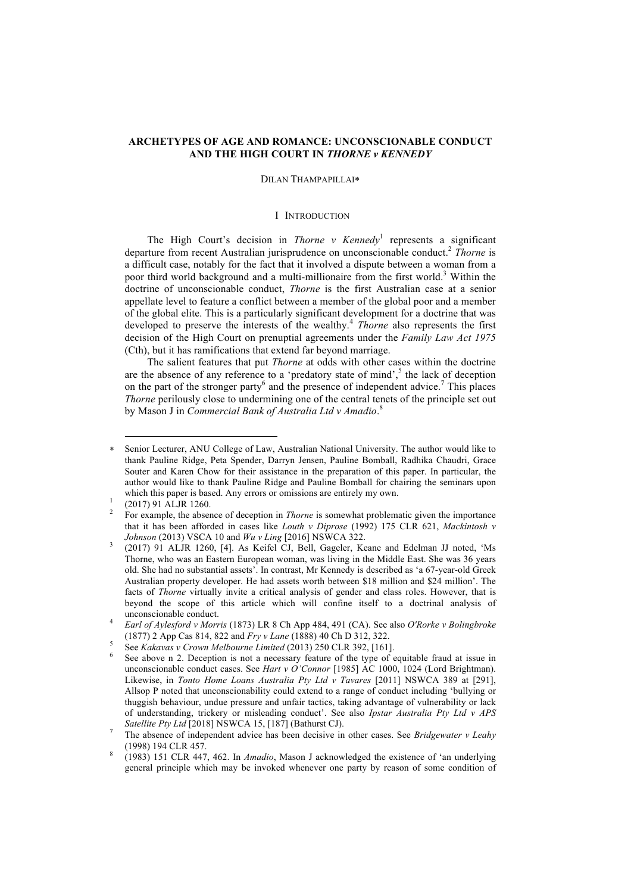# ARCHETYPES OF AGE AND ROMANCE: UNCONSCIONABLE CONDUCT AND THE HIGH COURT IN *THORNE v KENNEDY*

DILAN THAMPAPILLAI*

## I INTRODUCTION

The High Court's decision in *Thorne v Kennedy*[1] represents a significant departure from recent Australian jurisprudence on unconscionable conduct.[2] *Thorne* is a difficult case, notably for the fact that it involved a dispute between a woman from a poor third world background and a multi-millionaire from the first world.[3] Within the doctrine of unconscionable conduct, *Thorne* is the first Australian case at a senior appellate level to feature a conflict between a member of the global poor and a member of the global elite. This is a particularly significant development for a doctrine that was developed to preserve the interests of the wealthy.[4] *Thorne* also represents the first decision of the High Court on prenuptial agreements under the *Family Law Act 1975* (Cth), but it has ramifications that extend far beyond marriage.

The salient features that put *Thorne* at odds with other cases within the doctrine are the absence of any reference to a 'predatory state of mind',[5] the lack of deception on the part of the stronger party[6] and the presence of independent advice.[7] This places *Thorne* perilously close to undermining one of the central tenets of the principle set out by Mason J in *Commercial Bank of Australia Ltd v Amadio*.[8]

---

\* Senior Lecturer, ANU College of Law, Australian National University. The author would like to thank Pauline Ridge, Peta Spender, Darryn Jensen, Pauline Bomball, Radhika Chaudri, Grace Souter and Karen Chow for their assistance in the preparation of this paper. In particular, the author would like to thank Pauline Ridge and Pauline Bomball for chairing the seminars upon which this paper is based. Any errors or omissions are entirely my own.

1. (2017) 91 ALJR 1260.
2. For example, the absence of deception in *Thorne* is somewhat problematic given the importance that it has been afforded in cases like *Louth v Diprose* (1992) 175 CLR 621, *Mackintosh v Johnson* (2013) VSCA 10 and *Wu v Ling* [2016] NSWCA 322.
3. (2017) 91 ALJR 1260, [4]. As Keifel CJ, Bell, Gageler, Keane and Edelman JJ noted, 'Ms Thorne, who was an Eastern European woman, was living in the Middle East. She was 36 years old. She had no substantial assets'. In contrast, Mr Kennedy is described as 'a 67-year-old Greek Australian property developer. He had assets worth between $18 million and $24 million'. The facts of *Thorne* virtually invite a critical analysis of gender and class roles. However, that is beyond the scope of this article which will confine itself to a doctrinal analysis of unconscionable conduct.
4. *Earl of Aylesford v Morris* (1873) LR 8 Ch App 484, 491 (CA). See also *O'Rorke v Bolingbroke* (1877) 2 App Cas 814, 822 and *Fry v Lane* (1888) 40 Ch D 312, 322.
5. See *Kakavas v Crown Melbourne Limited* (2013) 250 CLR 392, [161].
6. See above n 2. Deception is not a necessary feature of the type of equitable fraud at issue in unconscionable conduct cases. See *Hart v O'Connor* [1985] AC 1000, 1024 (Lord Brightman). Likewise, in *Tonto Home Loans Australia Pty Ltd v Tavares* [2011] NSWCA 389 at [291], Allsop P noted that unconscionability could extend to a range of conduct including 'bullying or thuggish behaviour, undue pressure and unfair tactics, taking advantage of vulnerability or lack of understanding, trickery or misleading conduct'. See also *Ipstar Australia Pty Ltd v APS Satellite Pty Ltd* [2018] NSWCA 15, [187] (Bathurst CJ).
7. The absence of independent advice has been decisive in other cases. See *Bridgewater v Leahy* (1998) 194 CLR 457.
8. (1983) 151 CLR 447, 462. In *Amadio*, Mason J acknowledged the existence of 'an underlying general principle which may be invoked whenever one party by reason of some condition of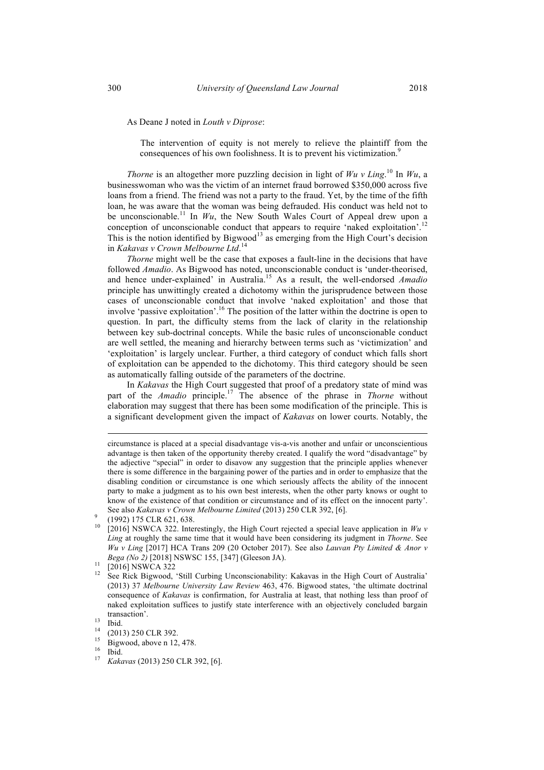As Deane J noted in *Louth v Diprose*:

> The intervention of equity is not merely to relieve the plaintiff from the consequences of his own foolishness. It is to prevent his victimization.[9]

*Thorne* is an altogether more puzzling decision in light of *Wu v Ling*.[10] In *Wu*, a businesswoman who was the victim of an internet fraud borrowed $350,000 across five loans from a friend. The friend was not a party to the fraud. Yet, by the time of the fifth loan, he was aware that the woman was being defrauded. His conduct was held not to be unconscionable.[11] In *Wu*, the New South Wales Court of Appeal drew upon a conception of unconscionable conduct that appears to require 'naked exploitation'.[12] This is the notion identified by Bigwood[13] as emerging from the High Court's decision in *Kakavas v Crown Melbourne Ltd*.[14]

*Thorne* might well be the case that exposes a fault-line in the decisions that have followed *Amadio*. As Bigwood has noted, unconscionable conduct is 'under-theorised, and hence under-explained' in Australia.[15] As a result, the well-endorsed *Amadio* principle has unwittingly created a dichotomy within the jurisprudence between those cases of unconscionable conduct that involve 'naked exploitation' and those that involve 'passive exploitation'.[16] The position of the latter within the doctrine is open to question. In part, the difficulty stems from the lack of clarity in the relationship between key sub-doctrinal concepts. While the basic rules of unconscionable conduct are well settled, the meaning and hierarchy between terms such as 'victimization' and 'exploitation' is largely unclear. Further, a third category of conduct which falls short of exploitation can be appended to the dichotomy. This third category should be seen as automatically falling outside of the parameters of the doctrine.

In *Kakavas* the High Court suggested that proof of a predatory state of mind was part of the *Amadio* principle.[17] The absence of the phrase in *Thorne* without elaboration may suggest that there has been some modification of the principle. This is a significant development given the impact of *Kakavas* on lower courts. Notably, the

---

circumstance is placed at a special disadvantage vis-a-vis another and unfair or unconscientious advantage is then taken of the opportunity thereby created. I qualify the word "disadvantage" by the adjective "special" in order to disavow any suggestion that the principle applies whenever there is some difference in the bargaining power of the parties and in order to emphasize that the disabling condition or circumstance is one which seriously affects the ability of the innocent party to make a judgment as to his own best interests, when the other party knows or ought to know of the existence of that condition or circumstance and of its effect on the innocent party'. See also *Kakavas v Crown Melbourne Limited* (2013) 250 CLR 392, [6].

[9] (1992) 175 CLR 621, 638.

[10] [2016] NSWCA 322. Interestingly, the High Court rejected a special leave application in *Wu v Ling* at roughly the same time that it would have been considering its judgment in *Thorne*. See *Wu v Ling* [2017] HCA Trans 209 (20 October 2017). See also *Lauvan Pty Limited & Anor v Bega (No 2)* [2018] NSWSC 155, [347] (Gleeson JA).

[11] [2016] NSWCA 322

[12] See Rick Bigwood, 'Still Curbing Unconscionability: Kakavas in the High Court of Australia' (2013) 37 *Melbourne University Law Review* 463, 476. Bigwood states, 'the ultimate doctrinal consequence of *Kakavas* is confirmation, for Australia at least, that nothing less than proof of naked exploitation suffices to justify state interference with an objectively concluded bargain transaction'.

[13] Ibid.

[14] (2013) 250 CLR 392.

[15] Bigwood, above n 12, 478.

[16] Ibid.

[17] *Kakavas* (2013) 250 CLR 392, [6].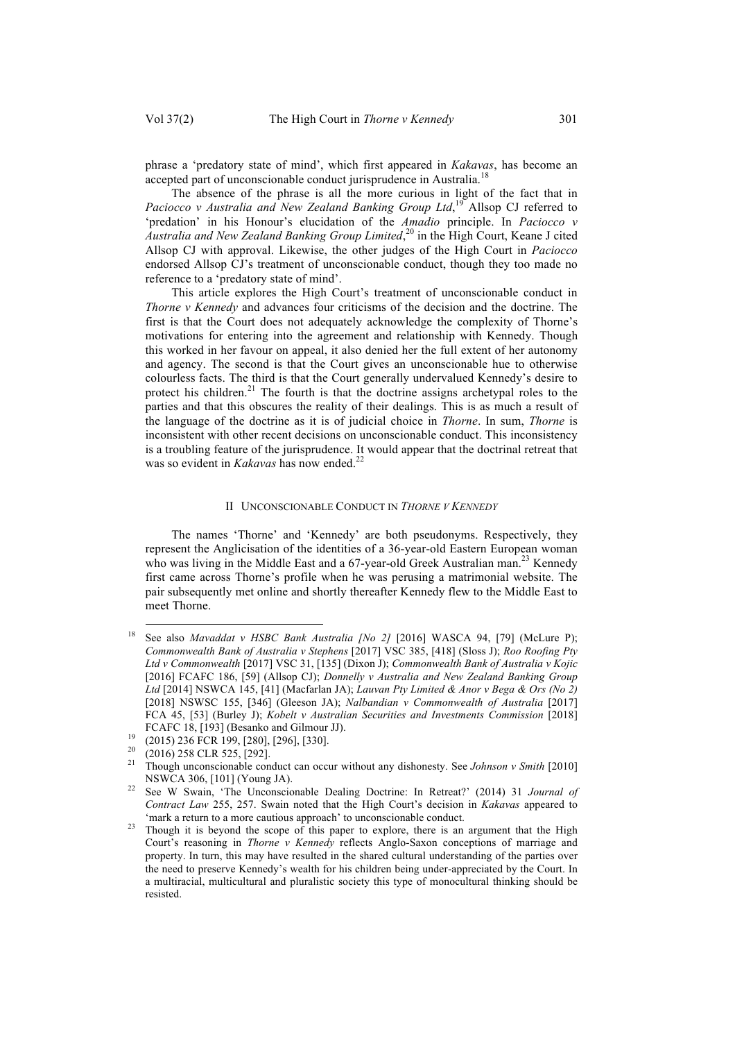phrase a 'predatory state of mind', which first appeared in *Kakavas*, has become an accepted part of unconscionable conduct jurisprudence in Australia.[18]

The absence of the phrase is all the more curious in light of the fact that in *Paciocco v Australia and New Zealand Banking Group Ltd*,[19] Allsop CJ referred to 'predation' in his Honour's elucidation of the *Amadio* principle. In *Paciocco v Australia and New Zealand Banking Group Limited*,[20] in the High Court, Keane J cited Allsop CJ with approval. Likewise, the other judges of the High Court in *Paciocco* endorsed Allsop CJ's treatment of unconscionable conduct, though they too made no reference to a 'predatory state of mind'.

This article explores the High Court's treatment of unconscionable conduct in *Thorne v Kennedy* and advances four criticisms of the decision and the doctrine. The first is that the Court does not adequately acknowledge the complexity of Thorne's motivations for entering into the agreement and relationship with Kennedy. Though this worked in her favour on appeal, it also denied her the full extent of her autonomy and agency. The second is that the Court gives an unconscionable hue to otherwise colourless facts. The third is that the Court generally undervalued Kennedy's desire to protect his children.[21] The fourth is that the doctrine assigns archetypal roles to the parties and that this obscures the reality of their dealings. This is as much a result of the language of the doctrine as it is of judicial choice in *Thorne*. In sum, *Thorne* is inconsistent with other recent decisions on unconscionable conduct. This inconsistency is a troubling feature of the jurisprudence. It would appear that the doctrinal retreat that was so evident in *Kakavas* has now ended.[22]

## II UNCONSCIONABLE CONDUCT IN *THORNE V KENNEDY*

The names 'Thorne' and 'Kennedy' are both pseudonyms. Respectively, they represent the Anglicisation of the identities of a 36-year-old Eastern European woman who was living in the Middle East and a 67-year-old Greek Australian man.[23] Kennedy first came across Thorne's profile when he was perusing a matrimonial website. The pair subsequently met online and shortly thereafter Kennedy flew to the Middle East to meet Thorne.

---

[18] See also *Mavaddat v HSBC Bank Australia [No 2]* [2016] WASCA 94, [79] (McLure P); *Commonwealth Bank of Australia v Stephens* [2017] VSC 385, [418] (Sloss J); *Roo Roofing Pty Ltd v Commonwealth* [2017] VSC 31, [135] (Dixon J); *Commonwealth Bank of Australia v Kojic* [2016] FCAFC 186, [59] (Allsop CJ); *Donnelly v Australia and New Zealand Banking Group Ltd* [2014] NSWCA 145, [41] (Macfarlan JA); *Lauvan Pty Limited & Anor v Bega & Ors (No 2)* [2018] NSWSC 155, [346] (Gleeson JA); *Nalbandian v Commonwealth of Australia* [2017] FCA 45, [53] (Burley J); *Kobelt v Australian Securities and Investments Commission* [2018] FCAFC 18, [193] (Besanko and Gilmour JJ).

[19] (2015) 236 FCR 199, [280], [296], [330].

[20] (2016) 258 CLR 525, [292].

[21] Though unconscionable conduct can occur without any dishonesty. See *Johnson v Smith* [2010] NSWCA 306, [101] (Young JA).

[22] See W Swain, 'The Unconscionable Dealing Doctrine: In Retreat?' (2014) 31 *Journal of Contract Law* 255, 257. Swain noted that the High Court's decision in *Kakavas* appeared to 'mark a return to a more cautious approach' to unconscionable conduct.

[23] Though it is beyond the scope of this paper to explore, there is an argument that the High Court's reasoning in *Thorne v Kennedy* reflects Anglo-Saxon conceptions of marriage and property. In turn, this may have resulted in the shared cultural understanding of the parties over the need to preserve Kennedy's wealth for his children being under-appreciated by the Court. In a multiracial, multicultural and pluralistic society this type of monocultural thinking should be resisted.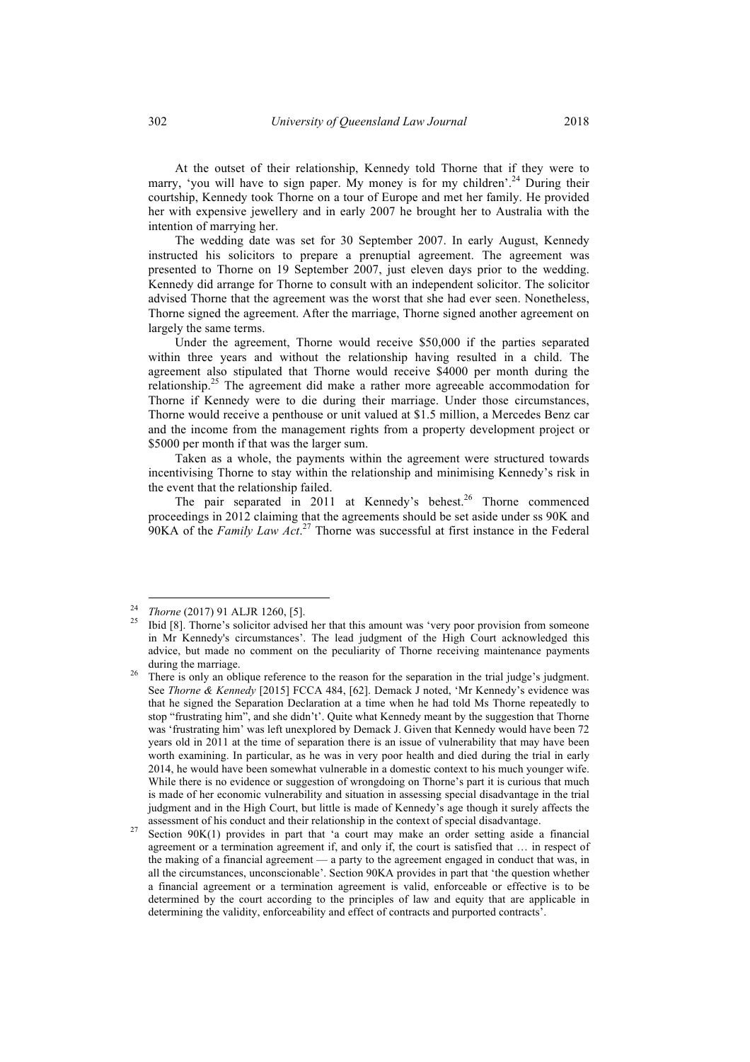At the outset of their relationship, Kennedy told Thorne that if they were to marry, 'you will have to sign paper. My money is for my children'.[24] During their courtship, Kennedy took Thorne on a tour of Europe and met her family. He provided her with expensive jewellery and in early 2007 he brought her to Australia with the intention of marrying her.

The wedding date was set for 30 September 2007. In early August, Kennedy instructed his solicitors to prepare a prenuptial agreement. The agreement was presented to Thorne on 19 September 2007, just eleven days prior to the wedding. Kennedy did arrange for Thorne to consult with an independent solicitor. The solicitor advised Thorne that the agreement was the worst that she had ever seen. Nonetheless, Thorne signed the agreement. After the marriage, Thorne signed another agreement on largely the same terms.

Under the agreement, Thorne would receive $50,000 if the parties separated within three years and without the relationship having resulted in a child. The agreement also stipulated that Thorne would receive $4000 per month during the relationship.[25] The agreement did make a rather more agreeable accommodation for Thorne if Kennedy were to die during their marriage. Under those circumstances, Thorne would receive a penthouse or unit valued at $1.5 million, a Mercedes Benz car and the income from the management rights from a property development project or $5000 per month if that was the larger sum.

Taken as a whole, the payments within the agreement were structured towards incentivising Thorne to stay within the relationship and minimising Kennedy's risk in the event that the relationship failed.

The pair separated in 2011 at Kennedy's behest.[26] Thorne commenced proceedings in 2012 claiming that the agreements should be set aside under ss 90K and 90KA of the *Family Law Act*.[27] Thorne was successful at first instance in the Federal

---

[24] *Thorne* (2017) 91 ALJR 1260, [5].

[25] Ibid [8]. Thorne's solicitor advised her that this amount was 'very poor provision from someone in Mr Kennedy's circumstances'. The lead judgment of the High Court acknowledged this advice, but made no comment on the peculiarity of Thorne receiving maintenance payments during the marriage.

[26] There is only an oblique reference to the reason for the separation in the trial judge's judgment. See *Thorne & Kennedy* [2015] FCCA 484, [62]. Demack J noted, 'Mr Kennedy's evidence was that he signed the Separation Declaration at a time when he had told Ms Thorne repeatedly to stop "frustrating him", and she didn't'. Quite what Kennedy meant by the suggestion that Thorne was 'frustrating him' was left unexplored by Demack J. Given that Kennedy would have been 72 years old in 2011 at the time of separation there is an issue of vulnerability that may have been worth examining. In particular, as he was in very poor health and died during the trial in early 2014, he would have been somewhat vulnerable in a domestic context to his much younger wife. While there is no evidence or suggestion of wrongdoing on Thorne's part it is curious that much is made of her economic vulnerability and situation in assessing special disadvantage in the trial judgment and in the High Court, but little is made of Kennedy's age though it surely affects the assessment of his conduct and their relationship in the context of special disadvantage.

[27] Section 90K(1) provides in part that 'a court may make an order setting aside a financial agreement or a termination agreement if, and only if, the court is satisfied that … in respect of the making of a financial agreement — a party to the agreement engaged in conduct that was, in all the circumstances, unconscionable'. Section 90KA provides in part that 'the question whether a financial agreement or a termination agreement is valid, enforceable or effective is to be determined by the court according to the principles of law and equity that are applicable in determining the validity, enforceability and effect of contracts and purported contracts'.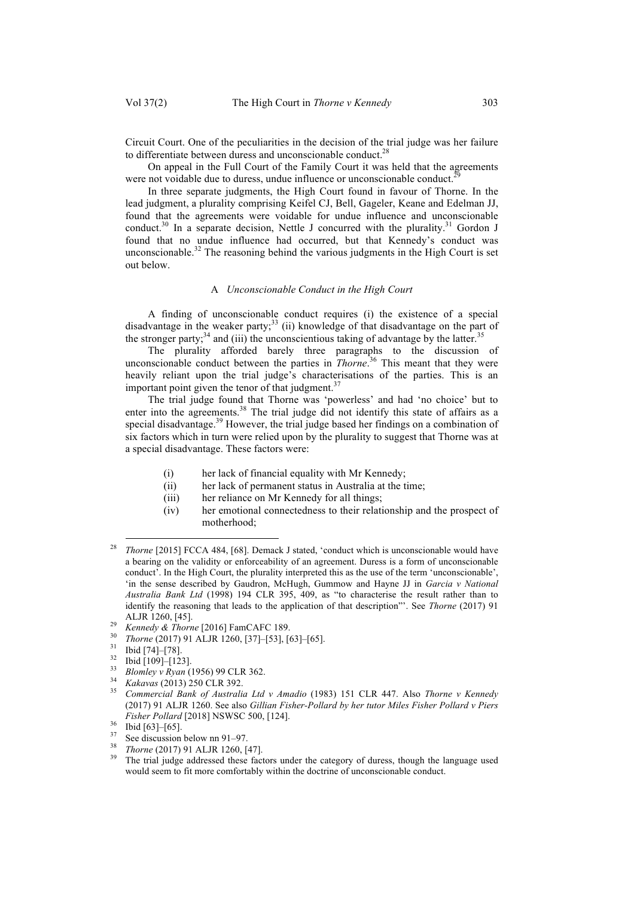Circuit Court. One of the peculiarities in the decision of the trial judge was her failure to differentiate between duress and unconscionable conduct.[28]

On appeal in the Full Court of the Family Court it was held that the agreements were not voidable due to duress, undue influence or unconscionable conduct.[29]

In three separate judgments, the High Court found in favour of Thorne. In the lead judgment, a plurality comprising Keifel CJ, Bell, Gageler, Keane and Edelman JJ, found that the agreements were voidable for undue influence and unconscionable conduct.[30] In a separate decision, Nettle J concurred with the plurality.[31] Gordon J found that no undue influence had occurred, but that Kennedy's conduct was unconscionable.[32] The reasoning behind the various judgments in the High Court is set out below.

### A *Unconscionable Conduct in the High Court*

A finding of unconscionable conduct requires (i) the existence of a special disadvantage in the weaker party;[33] (ii) knowledge of that disadvantage on the part of the stronger party;[34] and (iii) the unconscientious taking of advantage by the latter.[35]

The plurality afforded barely three paragraphs to the discussion of unconscionable conduct between the parties in *Thorne*.[36] This meant that they were heavily reliant upon the trial judge's characterisations of the parties. This is an important point given the tenor of that judgment.[37]

The trial judge found that Thorne was 'powerless' and had 'no choice' but to enter into the agreements.[38] The trial judge did not identify this state of affairs as a special disadvantage.[39] However, the trial judge based her findings on a combination of six factors which in turn were relied upon by the plurality to suggest that Thorne was at a special disadvantage. These factors were:

(i) her lack of financial equality with Mr Kennedy;
(ii) her lack of permanent status in Australia at the time;
(iii) her reliance on Mr Kennedy for all things;
(iv) her emotional connectedness to their relationship and the prospect of motherhood;

---

[28] *Thorne* [2015] FCCA 484, [68]. Demack J stated, 'conduct which is unconscionable would have a bearing on the validity or enforceability of an agreement. Duress is a form of unconscionable conduct'. In the High Court, the plurality interpreted this as the use of the term 'unconscionable', 'in the sense described by Gaudron, McHugh, Gummow and Hayne JJ in *Garcia v National Australia Bank Ltd* (1998) 194 CLR 395, 409, as "to characterise the result rather than to identify the reasoning that leads to the application of that description"'. See *Thorne* (2017) 91 ALJR 1260, [45].

[29] *Kennedy & Thorne* [2016] FamCAFC 189.

[30] *Thorne* (2017) 91 ALJR 1260, [37]–[53], [63]–[65].

[31] Ibid [74]–[78].

[32] Ibid [109]–[123].

[33] *Blomley v Ryan* (1956) 99 CLR 362.

[34] *Kakavas* (2013) 250 CLR 392.

[35] *Commercial Bank of Australia Ltd v Amadio* (1983) 151 CLR 447. Also *Thorne v Kennedy* (2017) 91 ALJR 1260. See also *Gillian Fisher-Pollard by her tutor Miles Fisher Pollard v Piers Fisher Pollard* [2018] NSWSC 500, [124].

[36] Ibid [63]–[65].

[37] See discussion below nn 91–97.

[38] *Thorne* (2017) 91 ALJR 1260, [47].

[39] The trial judge addressed these factors under the category of duress, though the language used would seem to fit more comfortably within the doctrine of unconscionable conduct.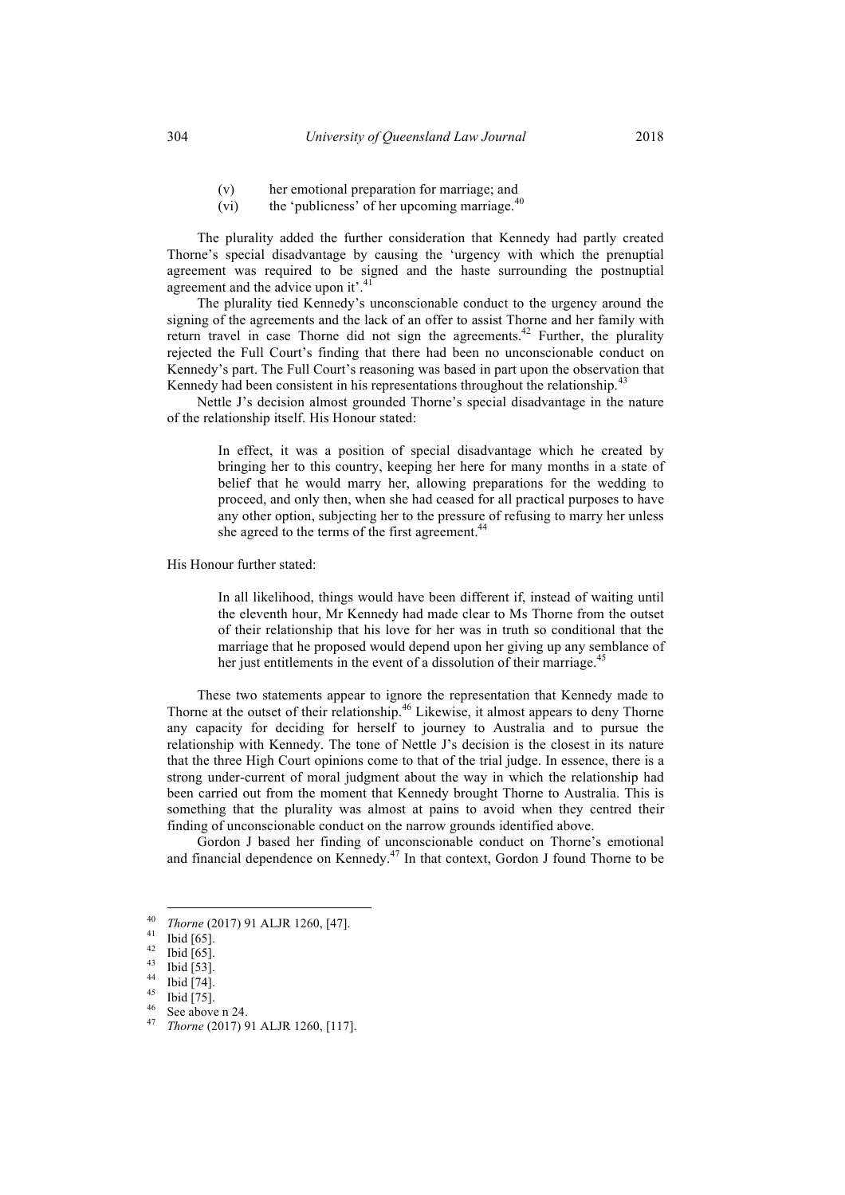(v) her emotional preparation for marriage; and
(vi) the 'publicness' of her upcoming marriage.[40]

The plurality added the further consideration that Kennedy had partly created Thorne's special disadvantage by causing the 'urgency with which the prenuptial agreement was required to be signed and the haste surrounding the postnuptial agreement and the advice upon it'.[41]

The plurality tied Kennedy's unconscionable conduct to the urgency around the signing of the agreements and the lack of an offer to assist Thorne and her family with return travel in case Thorne did not sign the agreements.[42] Further, the plurality rejected the Full Court's finding that there had been no unconscionable conduct on Kennedy's part. The Full Court's reasoning was based in part upon the observation that Kennedy had been consistent in his representations throughout the relationship.[43]

Nettle J's decision almost grounded Thorne's special disadvantage in the nature of the relationship itself. His Honour stated:

> In effect, it was a position of special disadvantage which he created by bringing her to this country, keeping her here for many months in a state of belief that he would marry her, allowing preparations for the wedding to proceed, and only then, when she had ceased for all practical purposes to have any other option, subjecting her to the pressure of refusing to marry her unless she agreed to the terms of the first agreement.[44]

His Honour further stated:

> In all likelihood, things would have been different if, instead of waiting until the eleventh hour, Mr Kennedy had made clear to Ms Thorne from the outset of their relationship that his love for her was in truth so conditional that the marriage that he proposed would depend upon her giving up any semblance of her just entitlements in the event of a dissolution of their marriage.[45]

These two statements appear to ignore the representation that Kennedy made to Thorne at the outset of their relationship.[46] Likewise, it almost appears to deny Thorne any capacity for deciding for herself to journey to Australia and to pursue the relationship with Kennedy. The tone of Nettle J's decision is the closest in its nature that the three High Court opinions come to that of the trial judge. In essence, there is a strong under-current of moral judgment about the way in which the relationship had been carried out from the moment that Kennedy brought Thorne to Australia. This is something that the plurality was almost at pains to avoid when they centred their finding of unconscionable conduct on the narrow grounds identified above.

Gordon J based her finding of unconscionable conduct on Thorne's emotional and financial dependence on Kennedy.[47] In that context, Gordon J found Thorne to be

---

[40] *Thorne* (2017) 91 ALJR 1260, [47].
[41] Ibid [65].
[42] Ibid [65].
[43] Ibid [53].
[44] Ibid [74].
[45] Ibid [75].
[46] See above n 24.
[47] *Thorne* (2017) 91 ALJR 1260, [117].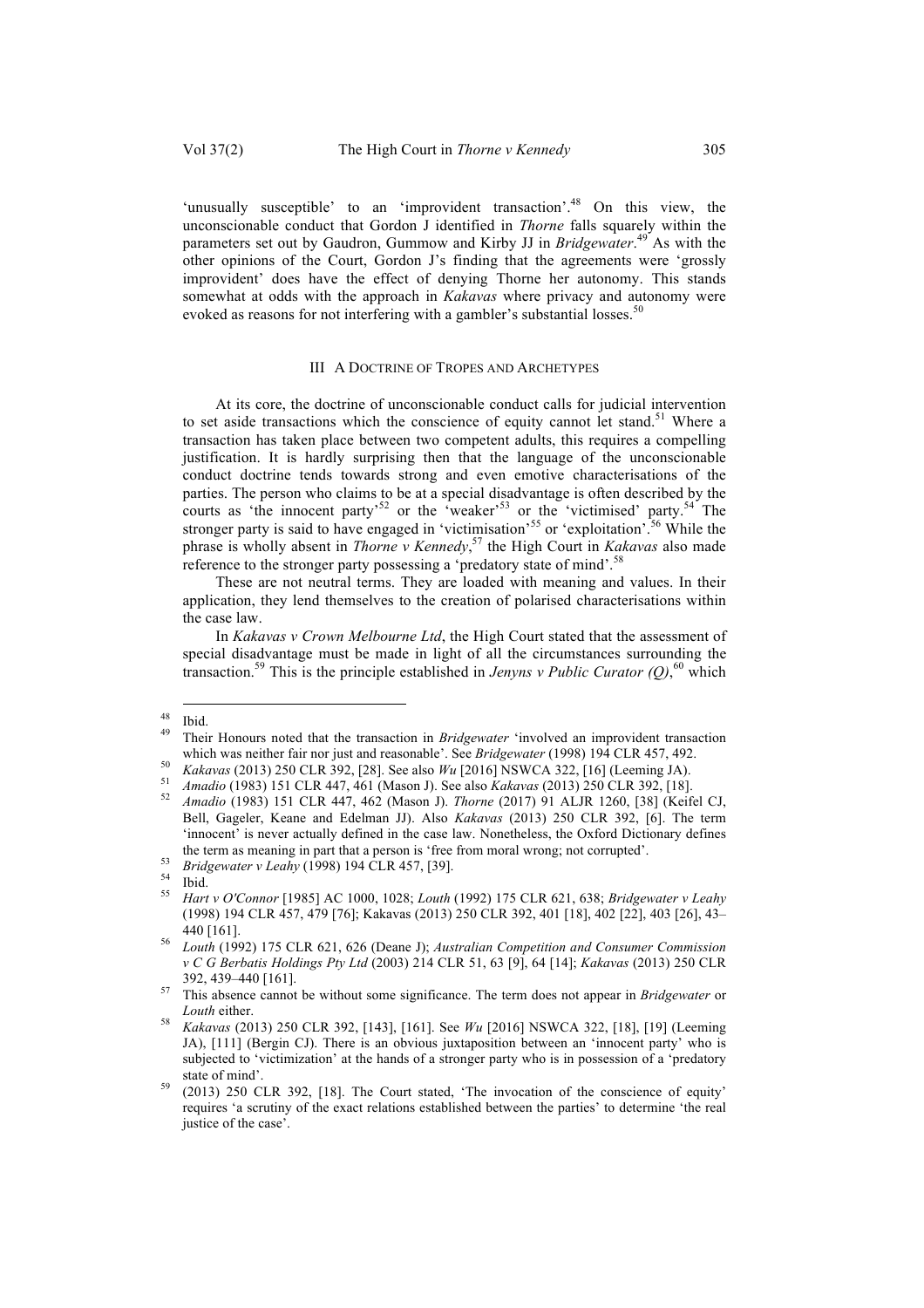'unusually susceptible' to an 'improvident transaction'.[48] On this view, the unconscionable conduct that Gordon J identified in *Thorne* falls squarely within the parameters set out by Gaudron, Gummow and Kirby JJ in *Bridgewater*.[49] As with the other opinions of the Court, Gordon J's finding that the agreements were 'grossly improvident' does have the effect of denying Thorne her autonomy. This stands somewhat at odds with the approach in *Kakavas* where privacy and autonomy were evoked as reasons for not interfering with a gambler's substantial losses.[50]

## III A Doctrine of Tropes and Archetypes

At its core, the doctrine of unconscionable conduct calls for judicial intervention to set aside transactions which the conscience of equity cannot let stand.[51] Where a transaction has taken place between two competent adults, this requires a compelling justification. It is hardly surprising then that the language of the unconscionable conduct doctrine tends towards strong and even emotive characterisations of the parties. The person who claims to be at a special disadvantage is often described by the courts as 'the innocent party'[52] or the 'weaker'[53] or the 'victimised' party.[54] The stronger party is said to have engaged in 'victimisation'[55] or 'exploitation'.[56] While the phrase is wholly absent in *Thorne v Kennedy*,[57] the High Court in *Kakavas* also made reference to the stronger party possessing a 'predatory state of mind'.[58]

These are not neutral terms. They are loaded with meaning and values. In their application, they lend themselves to the creation of polarised characterisations within the case law.

In *Kakavas v Crown Melbourne Ltd*, the High Court stated that the assessment of special disadvantage must be made in light of all the circumstances surrounding the transaction.[59] This is the principle established in *Jenyns v Public Curator (Q)*,[60] which

---

[48] Ibid.

[49] Their Honours noted that the transaction in *Bridgewater* 'involved an improvident transaction which was neither fair nor just and reasonable'. See *Bridgewater* (1998) 194 CLR 457, 492.

[50] *Kakavas* (2013) 250 CLR 392, [28]. See also *Wu* [2016] NSWCA 322, [16] (Leeming JA).

[51] *Amadio* (1983) 151 CLR 447, 461 (Mason J). See also *Kakavas* (2013) 250 CLR 392, [18].

[52] *Amadio* (1983) 151 CLR 447, 462 (Mason J). *Thorne* (2017) 91 ALJR 1260, [38] (Keifel CJ, Bell, Gageler, Keane and Edelman JJ). Also *Kakavas* (2013) 250 CLR 392, [6]. The term 'innocent' is never actually defined in the case law. Nonetheless, the Oxford Dictionary defines the term as meaning in part that a person is 'free from moral wrong; not corrupted'.

[53] *Bridgewater v Leahy* (1998) 194 CLR 457, [39].

[54] Ibid.

[55] *Hart v O'Connor* [1985] AC 1000, 1028; *Louth* (1992) 175 CLR 621, 638; *Bridgewater v Leahy* (1998) 194 CLR 457, 479 [76]; Kakavas (2013) 250 CLR 392, 401 [18], 402 [22], 403 [26], 43–440 [161].

[56] *Louth* (1992) 175 CLR 621, 626 (Deane J); *Australian Competition and Consumer Commission v C G Berbatis Holdings Pty Ltd* (2003) 214 CLR 51, 63 [9], 64 [14]; *Kakavas* (2013) 250 CLR 392, 439–440 [161].

[57] This absence cannot be without some significance. The term does not appear in *Bridgewater* or *Louth* either.

[58] *Kakavas* (2013) 250 CLR 392, [143], [161]. See *Wu* [2016] NSWCA 322, [18], [19] (Leeming JA), [111] (Bergin CJ). There is an obvious juxtaposition between an 'innocent party' who is subjected to 'victimization' at the hands of a stronger party who is in possession of a 'predatory state of mind'.

[59] (2013) 250 CLR 392, [18]. The Court stated, 'The invocation of the conscience of equity' requires 'a scrutiny of the exact relations established between the parties' to determine 'the real justice of the case'.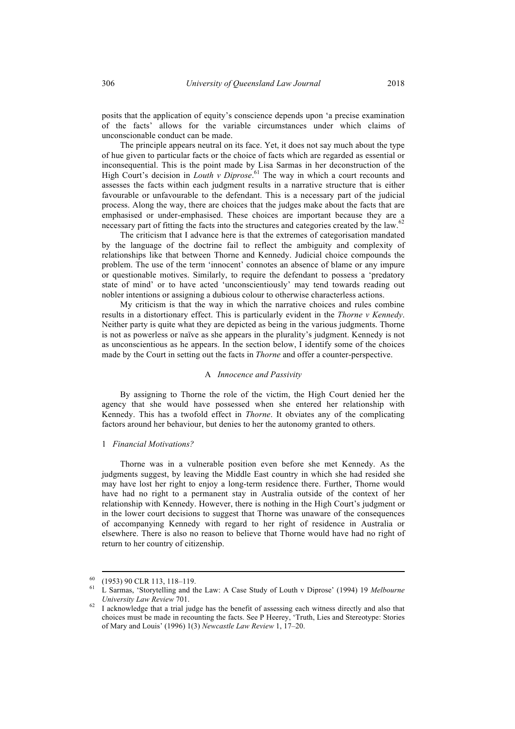posits that the application of equity's conscience depends upon 'a precise examination of the facts' allows for the variable circumstances under which claims of unconscionable conduct can be made.

The principle appears neutral on its face. Yet, it does not say much about the type of hue given to particular facts or the choice of facts which are regarded as essential or inconsequential. This is the point made by Lisa Sarmas in her deconstruction of the High Court's decision in *Louth v Diprose*.[61] The way in which a court recounts and assesses the facts within each judgment results in a narrative structure that is either favourable or unfavourable to the defendant. This is a necessary part of the judicial process. Along the way, there are choices that the judges make about the facts that are emphasised or under-emphasised. These choices are important because they are a necessary part of fitting the facts into the structures and categories created by the law.[62]

The criticism that I advance here is that the extremes of categorisation mandated by the language of the doctrine fail to reflect the ambiguity and complexity of relationships like that between Thorne and Kennedy. Judicial choice compounds the problem. The use of the term 'innocent' connotes an absence of blame or any impure or questionable motives. Similarly, to require the defendant to possess a 'predatory state of mind' or to have acted 'unconscientiously' may tend towards reading out nobler intentions or assigning a dubious colour to otherwise characterless actions.

My criticism is that the way in which the narrative choices and rules combine results in a distortionary effect. This is particularly evident in the *Thorne v Kennedy*. Neither party is quite what they are depicted as being in the various judgments. Thorne is not as powerless or naïve as she appears in the plurality's judgment. Kennedy is not as unconscientious as he appears. In the section below, I identify some of the choices made by the Court in setting out the facts in *Thorne* and offer a counter-perspective.

## A *Innocence and Passivity*

By assigning to Thorne the role of the victim, the High Court denied her the agency that she would have possessed when she entered her relationship with Kennedy. This has a twofold effect in *Thorne*. It obviates any of the complicating factors around her behaviour, but denies to her the autonomy granted to others.

### 1 *Financial Motivations?*

Thorne was in a vulnerable position even before she met Kennedy. As the judgments suggest, by leaving the Middle East country in which she had resided she may have lost her right to enjoy a long-term residence there. Further, Thorne would have had no right to a permanent stay in Australia outside of the context of her relationship with Kennedy. However, there is nothing in the High Court's judgment or in the lower court decisions to suggest that Thorne was unaware of the consequences of accompanying Kennedy with regard to her right of residence in Australia or elsewhere. There is also no reason to believe that Thorne would have had no right of return to her country of citizenship.

---

[60] (1953) 90 CLR 113, 118–119.

[61] L Sarmas, 'Storytelling and the Law: A Case Study of Louth v Diprose' (1994) 19 *Melbourne University Law Review* 701.

[62] I acknowledge that a trial judge has the benefit of assessing each witness directly and also that choices must be made in recounting the facts. See P Heerey, 'Truth, Lies and Stereotype: Stories of Mary and Louis' (1996) 1(3) *Newcastle Law Review* 1, 17–20.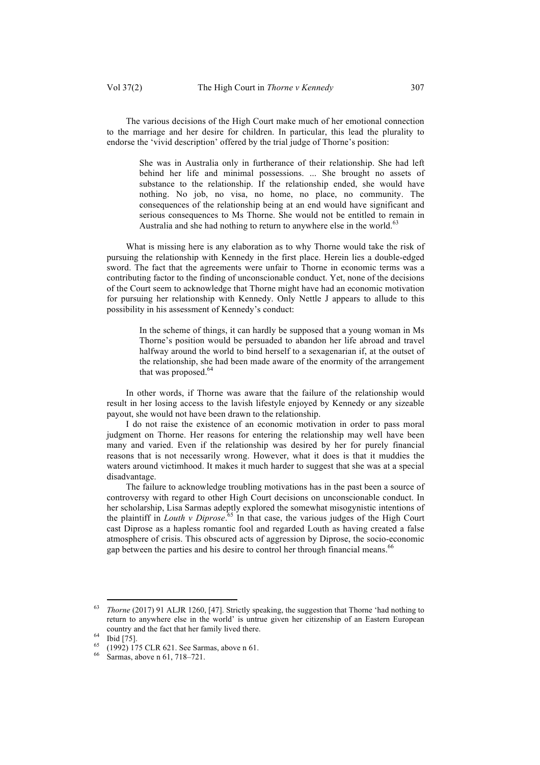The various decisions of the High Court make much of her emotional connection to the marriage and her desire for children. In particular, this lead the plurality to endorse the 'vivid description' offered by the trial judge of Thorne's position:

> She was in Australia only in furtherance of their relationship. She had left behind her life and minimal possessions. ... She brought no assets of substance to the relationship. If the relationship ended, she would have nothing. No job, no visa, no home, no place, no community. The consequences of the relationship being at an end would have significant and serious consequences to Ms Thorne. She would not be entitled to remain in Australia and she had nothing to return to anywhere else in the world.[63]

What is missing here is any elaboration as to why Thorne would take the risk of pursuing the relationship with Kennedy in the first place. Herein lies a double-edged sword. The fact that the agreements were unfair to Thorne in economic terms was a contributing factor to the finding of unconscionable conduct. Yet, none of the decisions of the Court seem to acknowledge that Thorne might have had an economic motivation for pursuing her relationship with Kennedy. Only Nettle J appears to allude to this possibility in his assessment of Kennedy's conduct:

> In the scheme of things, it can hardly be supposed that a young woman in Ms Thorne's position would be persuaded to abandon her life abroad and travel halfway around the world to bind herself to a sexagenarian if, at the outset of the relationship, she had been made aware of the enormity of the arrangement that was proposed.[64]

In other words, if Thorne was aware that the failure of the relationship would result in her losing access to the lavish lifestyle enjoyed by Kennedy or any sizeable payout, she would not have been drawn to the relationship.

I do not raise the existence of an economic motivation in order to pass moral judgment on Thorne. Her reasons for entering the relationship may well have been many and varied. Even if the relationship was desired by her for purely financial reasons that is not necessarily wrong. However, what it does is that it muddies the waters around victimhood. It makes it much harder to suggest that she was at a special disadvantage.

The failure to acknowledge troubling motivations has in the past been a source of controversy with regard to other High Court decisions on unconscionable conduct. In her scholarship, Lisa Sarmas adeptly explored the somewhat misogynistic intentions of the plaintiff in *Louth v Diprose*.[65] In that case, the various judges of the High Court cast Diprose as a hapless romantic fool and regarded Louth as having created a false atmosphere of crisis. This obscured acts of aggression by Diprose, the socio-economic gap between the parties and his desire to control her through financial means.[66]

---

[63] *Thorne* (2017) 91 ALJR 1260, [47]. Strictly speaking, the suggestion that Thorne 'had nothing to return to anywhere else in the world' is untrue given her citizenship of an Eastern European country and the fact that her family lived there.

[64] Ibid [75].

[65] (1992) 175 CLR 621. See Sarmas, above n 61.

[66] Sarmas, above n 61, 718–721.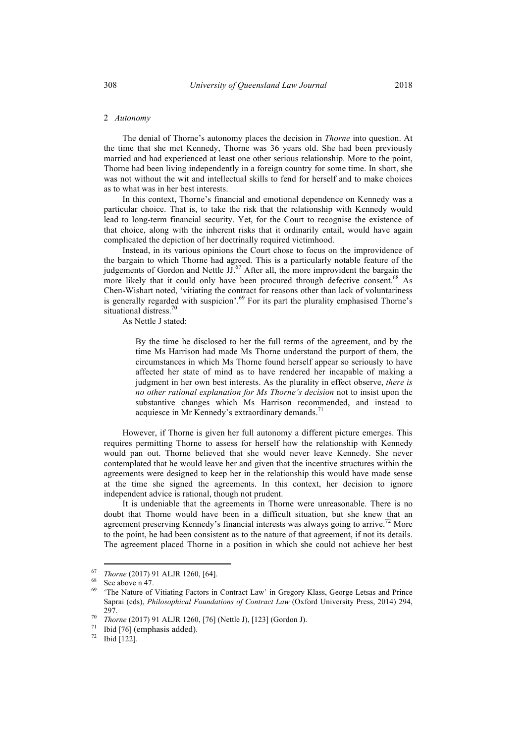## 2 *Autonomy*

The denial of Thorne's autonomy places the decision in *Thorne* into question. At the time that she met Kennedy, Thorne was 36 years old. She had been previously married and had experienced at least one other serious relationship. More to the point, Thorne had been living independently in a foreign country for some time. In short, she was not without the wit and intellectual skills to fend for herself and to make choices as to what was in her best interests.

In this context, Thorne's financial and emotional dependence on Kennedy was a particular choice. That is, to take the risk that the relationship with Kennedy would lead to long-term financial security. Yet, for the Court to recognise the existence of that choice, along with the inherent risks that it ordinarily entail, would have again complicated the depiction of her doctrinally required victimhood.

Instead, in its various opinions the Court chose to focus on the improvidence of the bargain to which Thorne had agreed. This is a particularly notable feature of the judgements of Gordon and Nettle JJ.[67] After all, the more improvident the bargain the more likely that it could only have been procured through defective consent.[68] As Chen-Wishart noted, 'vitiating the contract for reasons other than lack of voluntariness is generally regarded with suspicion'.[69] For its part the plurality emphasised Thorne's situational distress.[70]

As Nettle J stated:

> By the time he disclosed to her the full terms of the agreement, and by the time Ms Harrison had made Ms Thorne understand the purport of them, the circumstances in which Ms Thorne found herself appear so seriously to have affected her state of mind as to have rendered her incapable of making a judgment in her own best interests. As the plurality in effect observe, *there is no other rational explanation for Ms Thorne's decision* not to insist upon the substantive changes which Ms Harrison recommended, and instead to acquiesce in Mr Kennedy's extraordinary demands.[71]

However, if Thorne is given her full autonomy a different picture emerges. This requires permitting Thorne to assess for herself how the relationship with Kennedy would pan out. Thorne believed that she would never leave Kennedy. She never contemplated that he would leave her and given that the incentive structures within the agreements were designed to keep her in the relationship this would have made sense at the time she signed the agreements. In this context, her decision to ignore independent advice is rational, though not prudent.

It is undeniable that the agreements in Thorne were unreasonable. There is no doubt that Thorne would have been in a difficult situation, but she knew that an agreement preserving Kennedy's financial interests was always going to arrive.[72] More to the point, he had been consistent as to the nature of that agreement, if not its details. The agreement placed Thorne in a position in which she could not achieve her best

---

[67] *Thorne* (2017) 91 ALJR 1260, [64].

[68] See above n 47.

[69] 'The Nature of Vitiating Factors in Contract Law' in Gregory Klass, George Letsas and Prince Saprai (eds), *Philosophical Foundations of Contract Law* (Oxford University Press, 2014) 294, 297.

[70] *Thorne* (2017) 91 ALJR 1260, [76] (Nettle J), [123] (Gordon J).

[71] Ibid [76] (emphasis added).

[72] Ibid [122].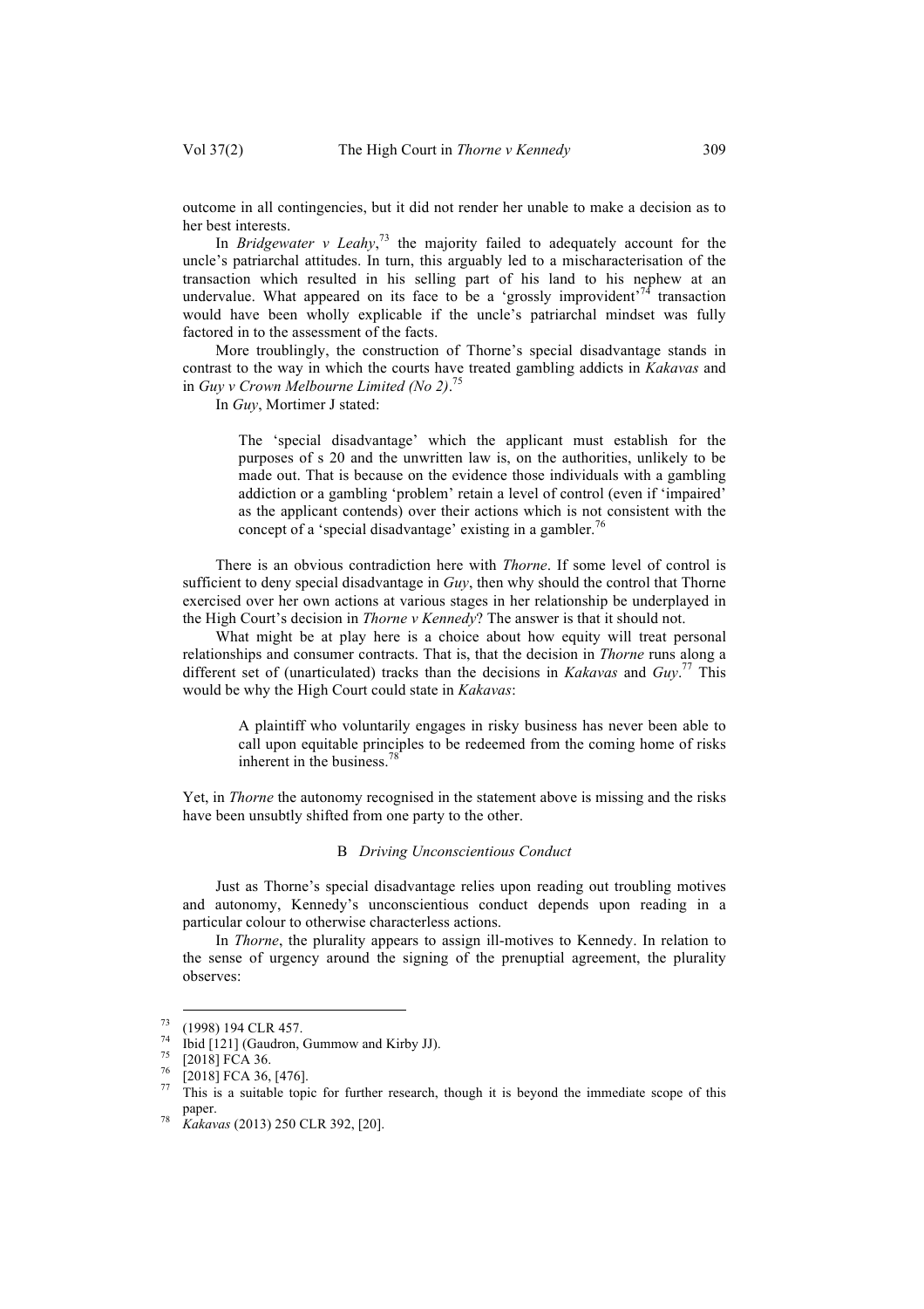outcome in all contingencies, but it did not render her unable to make a decision as to her best interests.

In *Bridgewater v Leahy*,[73] the majority failed to adequately account for the uncle's patriarchal attitudes. In turn, this arguably led to a mischaracterisation of the transaction which resulted in his selling part of his land to his nephew at an undervalue. What appeared on its face to be a 'grossly improvident'[74] transaction would have been wholly explicable if the uncle's patriarchal mindset was fully factored in to the assessment of the facts.

More troublingly, the construction of Thorne's special disadvantage stands in contrast to the way in which the courts have treated gambling addicts in *Kakavas* and in *Guy v Crown Melbourne Limited (No 2)*.[75]

In *Guy*, Mortimer J stated:

> The 'special disadvantage' which the applicant must establish for the purposes of s 20 and the unwritten law is, on the authorities, unlikely to be made out. That is because on the evidence those individuals with a gambling addiction or a gambling 'problem' retain a level of control (even if 'impaired' as the applicant contends) over their actions which is not consistent with the concept of a 'special disadvantage' existing in a gambler.[76]

There is an obvious contradiction here with *Thorne*. If some level of control is sufficient to deny special disadvantage in *Guy*, then why should the control that Thorne exercised over her own actions at various stages in her relationship be underplayed in the High Court's decision in *Thorne v Kennedy*? The answer is that it should not.

What might be at play here is a choice about how equity will treat personal relationships and consumer contracts. That is, that the decision in *Thorne* runs along a different set of (unarticulated) tracks than the decisions in *Kakavas* and *Guy*.[77] This would be why the High Court could state in *Kakavas*:

> A plaintiff who voluntarily engages in risky business has never been able to call upon equitable principles to be redeemed from the coming home of risks inherent in the business.[78]

Yet, in *Thorne* the autonomy recognised in the statement above is missing and the risks have been unsubtly shifted from one party to the other.

### B *Driving Unconscientious Conduct*

Just as Thorne's special disadvantage relies upon reading out troubling motives and autonomy, Kennedy's unconscientious conduct depends upon reading in a particular colour to otherwise characterless actions.

In *Thorne*, the plurality appears to assign ill-motives to Kennedy. In relation to the sense of urgency around the signing of the prenuptial agreement, the plurality observes:

---

[73] (1998) 194 CLR 457.

[74] Ibid [121] (Gaudron, Gummow and Kirby JJ).

[75] [2018] FCA 36.

[76] [2018] FCA 36, [476].

[77] This is a suitable topic for further research, though it is beyond the immediate scope of this paper.

[78] *Kakavas* (2013) 250 CLR 392, [20].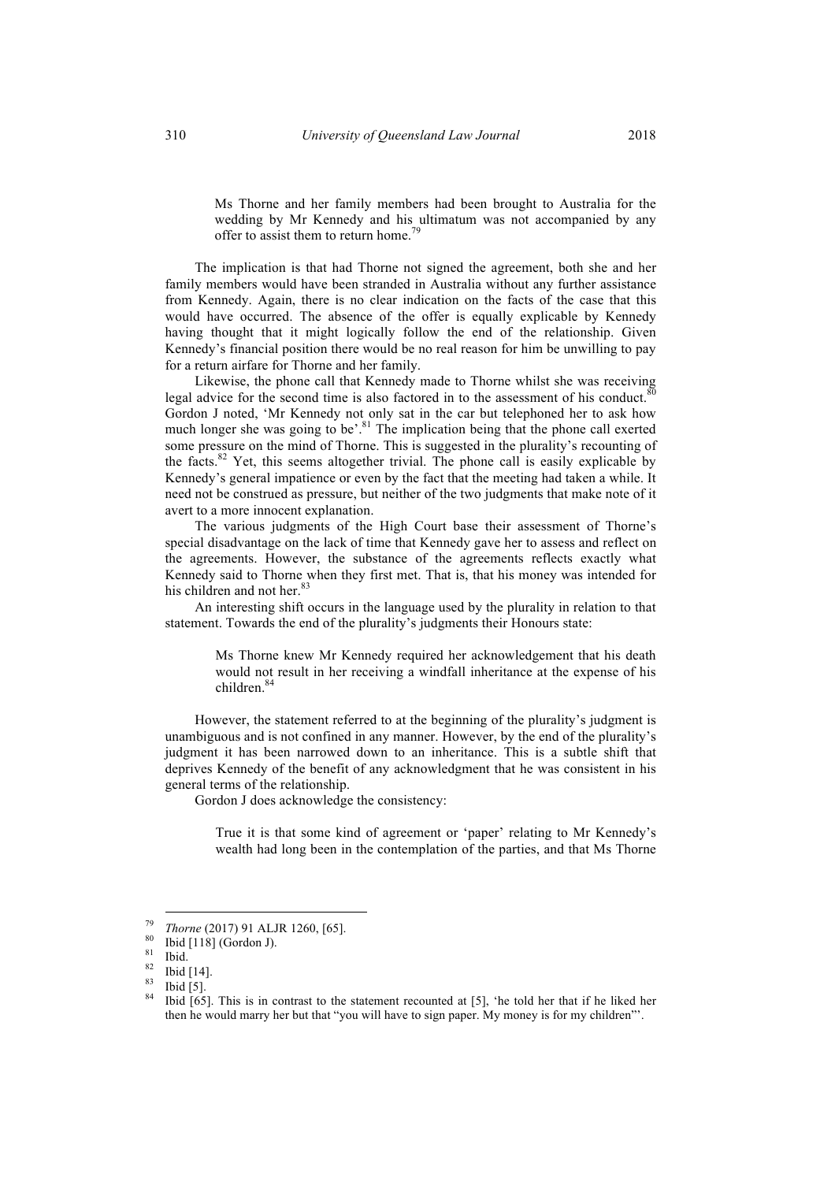> Ms Thorne and her family members had been brought to Australia for the wedding by Mr Kennedy and his ultimatum was not accompanied by any offer to assist them to return home.[79]

The implication is that had Thorne not signed the agreement, both she and her family members would have been stranded in Australia without any further assistance from Kennedy. Again, there is no clear indication on the facts of the case that this would have occurred. The absence of the offer is equally explicable by Kennedy having thought that it might logically follow the end of the relationship. Given Kennedy's financial position there would be no real reason for him be unwilling to pay for a return airfare for Thorne and her family.

Likewise, the phone call that Kennedy made to Thorne whilst she was receiving legal advice for the second time is also factored in to the assessment of his conduct.[80] Gordon J noted, 'Mr Kennedy not only sat in the car but telephoned her to ask how much longer she was going to be'.[81] The implication being that the phone call exerted some pressure on the mind of Thorne. This is suggested in the plurality's recounting of the facts.[82] Yet, this seems altogether trivial. The phone call is easily explicable by Kennedy's general impatience or even by the fact that the meeting had taken a while. It need not be construed as pressure, but neither of the two judgments that make note of it avert to a more innocent explanation.

The various judgments of the High Court base their assessment of Thorne's special disadvantage on the lack of time that Kennedy gave her to assess and reflect on the agreements. However, the substance of the agreements reflects exactly what Kennedy said to Thorne when they first met. That is, that his money was intended for his children and not her.[83]

An interesting shift occurs in the language used by the plurality in relation to that statement. Towards the end of the plurality's judgments their Honours state:

> Ms Thorne knew Mr Kennedy required her acknowledgement that his death would not result in her receiving a windfall inheritance at the expense of his children.[84]

However, the statement referred to at the beginning of the plurality's judgment is unambiguous and is not confined in any manner. However, by the end of the plurality's judgment it has been narrowed down to an inheritance. This is a subtle shift that deprives Kennedy of the benefit of any acknowledgment that he was consistent in his general terms of the relationship.

Gordon J does acknowledge the consistency:

> True it is that some kind of agreement or 'paper' relating to Mr Kennedy's wealth had long been in the contemplation of the parties, and that Ms Thorne

---

[79] *Thorne* (2017) 91 ALJR 1260, [65].

[80] Ibid [118] (Gordon J).

[81] Ibid.

[82] Ibid [14].

[83] Ibid [5].

[84] Ibid [65]. This is in contrast to the statement recounted at [5], 'he told her that if he liked her then he would marry her but that "you will have to sign paper. My money is for my children"'.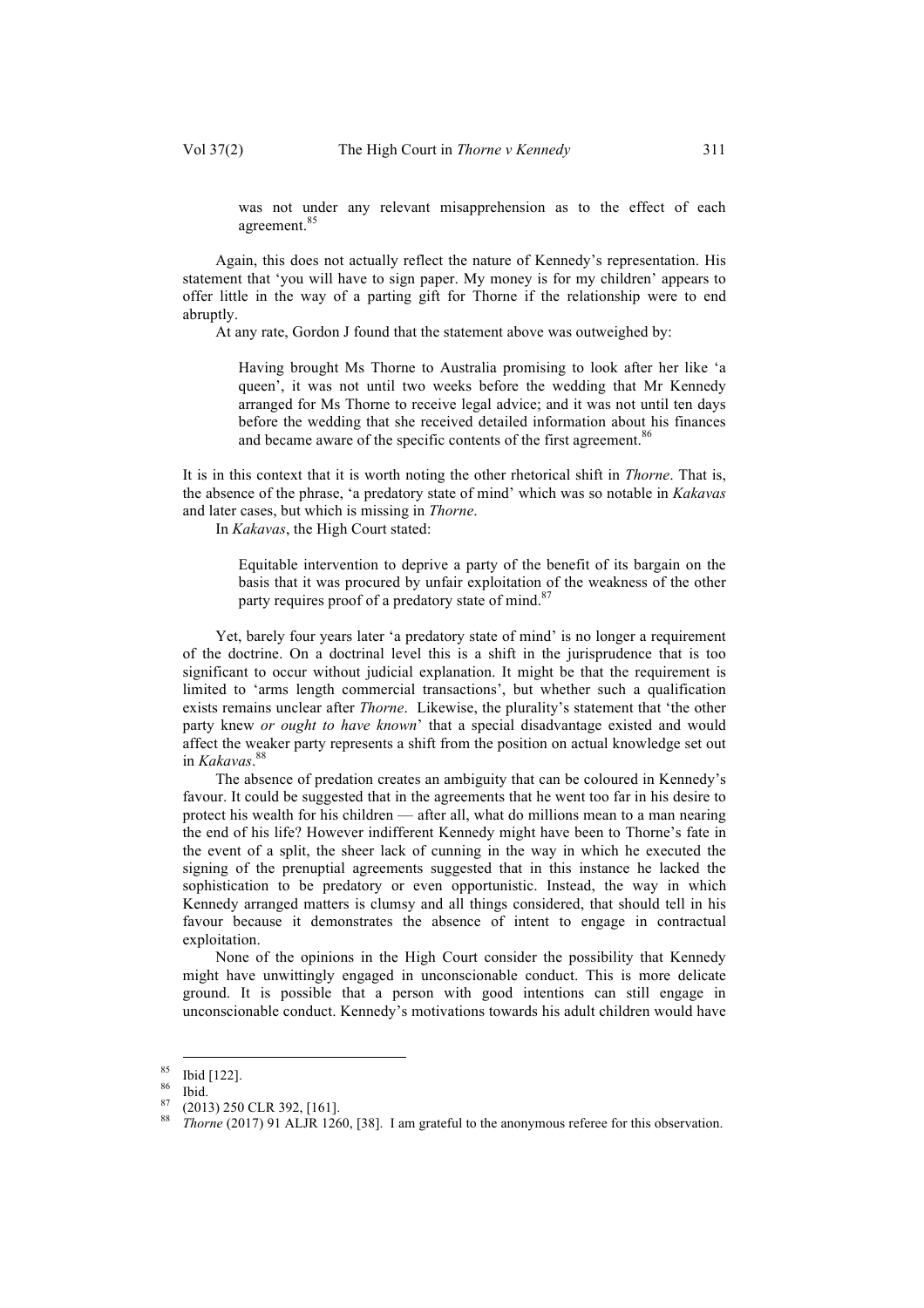> was not under any relevant misapprehension as to the effect of each agreement.[85]

Again, this does not actually reflect the nature of Kennedy's representation. His statement that 'you will have to sign paper. My money is for my children' appears to offer little in the way of a parting gift for Thorne if the relationship were to end abruptly.

At any rate, Gordon J found that the statement above was outweighed by:

> Having brought Ms Thorne to Australia promising to look after her like 'a queen', it was not until two weeks before the wedding that Mr Kennedy arranged for Ms Thorne to receive legal advice; and it was not until ten days before the wedding that she received detailed information about his finances and became aware of the specific contents of the first agreement.[86]

It is in this context that it is worth noting the other rhetorical shift in *Thorne*. That is, the absence of the phrase, 'a predatory state of mind' which was so notable in *Kakavas* and later cases, but which is missing in *Thorne*.

In *Kakavas*, the High Court stated:

> Equitable intervention to deprive a party of the benefit of its bargain on the basis that it was procured by unfair exploitation of the weakness of the other party requires proof of a predatory state of mind.[87]

Yet, barely four years later 'a predatory state of mind' is no longer a requirement of the doctrine. On a doctrinal level this is a shift in the jurisprudence that is too significant to occur without judicial explanation. It might be that the requirement is limited to 'arms length commercial transactions', but whether such a qualification exists remains unclear after *Thorne*. Likewise, the plurality's statement that 'the other party knew *or ought to have known*' that a special disadvantage existed and would affect the weaker party represents a shift from the position on actual knowledge set out in *Kakavas*.[88]

The absence of predation creates an ambiguity that can be coloured in Kennedy's favour. It could be suggested that in the agreements that he went too far in his desire to protect his wealth for his children — after all, what do millions mean to a man nearing the end of his life? However indifferent Kennedy might have been to Thorne's fate in the event of a split, the sheer lack of cunning in the way in which he executed the signing of the prenuptial agreements suggested that in this instance he lacked the sophistication to be predatory or even opportunistic. Instead, the way in which Kennedy arranged matters is clumsy and all things considered, that should tell in his favour because it demonstrates the absence of intent to engage in contractual exploitation.

None of the opinions in the High Court consider the possibility that Kennedy might have unwittingly engaged in unconscionable conduct. This is more delicate ground. It is possible that a person with good intentions can still engage in unconscionable conduct. Kennedy's motivations towards his adult children would have

---

[85] Ibid [122].

[86] Ibid.

[87] (2013) 250 CLR 392, [161].

[88] *Thorne* (2017) 91 ALJR 1260, [38]. I am grateful to the anonymous referee for this observation.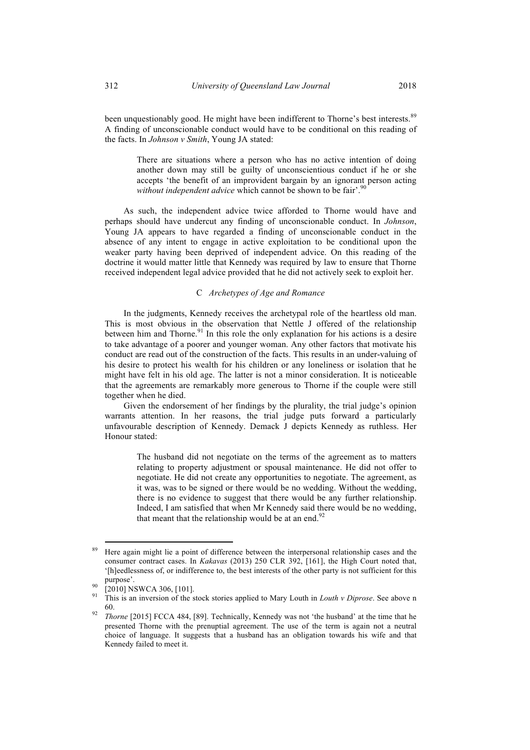been unquestionably good. He might have been indifferent to Thorne's best interests.[89] A finding of unconscionable conduct would have to be conditional on this reading of the facts. In *Johnson v Smith*, Young JA stated:

> There are situations where a person who has no active intention of doing another down may still be guilty of unconscientious conduct if he or she accepts 'the benefit of an improvident bargain by an ignorant person acting *without independent advice* which cannot be shown to be fair'.[90]

As such, the independent advice twice afforded to Thorne would have and perhaps should have undercut any finding of unconscionable conduct. In *Johnson*, Young JA appears to have regarded a finding of unconscionable conduct in the absence of any intent to engage in active exploitation to be conditional upon the weaker party having been deprived of independent advice. On this reading of the doctrine it would matter little that Kennedy was required by law to ensure that Thorne received independent legal advice provided that he did not actively seek to exploit her.

### C *Archetypes of Age and Romance*

In the judgments, Kennedy receives the archetypal role of the heartless old man. This is most obvious in the observation that Nettle J offered of the relationship between him and Thorne.[91] In this role the only explanation for his actions is a desire to take advantage of a poorer and younger woman. Any other factors that motivate his conduct are read out of the construction of the facts. This results in an under-valuing of his desire to protect his wealth for his children or any loneliness or isolation that he might have felt in his old age. The latter is not a minor consideration. It is noticeable that the agreements are remarkably more generous to Thorne if the couple were still together when he died.

Given the endorsement of her findings by the plurality, the trial judge's opinion warrants attention. In her reasons, the trial judge puts forward a particularly unfavourable description of Kennedy. Demack J depicts Kennedy as ruthless. Her Honour stated:

> The husband did not negotiate on the terms of the agreement as to matters relating to property adjustment or spousal maintenance. He did not offer to negotiate. He did not create any opportunities to negotiate. The agreement, as it was, was to be signed or there would be no wedding. Without the wedding, there is no evidence to suggest that there would be any further relationship. Indeed, I am satisfied that when Mr Kennedy said there would be no wedding, that meant that the relationship would be at an end.[92]

---

[89] Here again might lie a point of difference between the interpersonal relationship cases and the consumer contract cases. In *Kakavas* (2013) 250 CLR 392, [161], the High Court noted that, '[h]eedlessness of, or indifference to, the best interests of the other party is not sufficient for this purpose'.

[90] [2010] NSWCA 306, [101].

[91] This is an inversion of the stock stories applied to Mary Louth in *Louth v Diprose*. See above n 60.

[92] *Thorne* [2015] FCCA 484, [89]. Technically, Kennedy was not 'the husband' at the time that he presented Thorne with the prenuptial agreement. The use of the term is again not a neutral choice of language. It suggests that a husband has an obligation towards his wife and that Kennedy failed to meet it.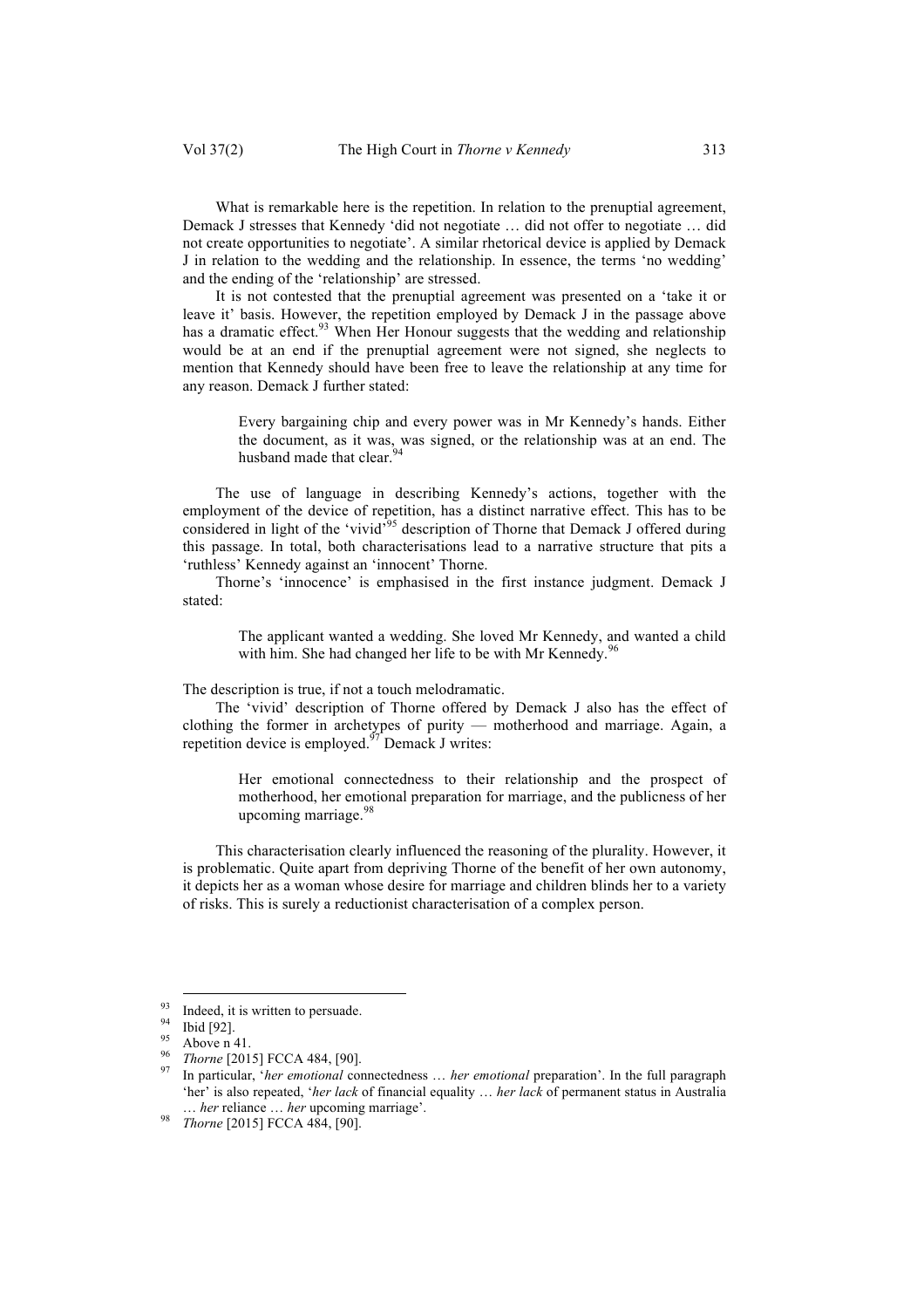What is remarkable here is the repetition. In relation to the prenuptial agreement, Demack J stresses that Kennedy 'did not negotiate … did not offer to negotiate … did not create opportunities to negotiate'. A similar rhetorical device is applied by Demack J in relation to the wedding and the relationship. In essence, the terms 'no wedding' and the ending of the 'relationship' are stressed.

It is not contested that the prenuptial agreement was presented on a 'take it or leave it' basis. However, the repetition employed by Demack J in the passage above has a dramatic effect.[93] When Her Honour suggests that the wedding and relationship would be at an end if the prenuptial agreement were not signed, she neglects to mention that Kennedy should have been free to leave the relationship at any time for any reason. Demack J further stated:

> Every bargaining chip and every power was in Mr Kennedy's hands. Either the document, as it was, was signed, or the relationship was at an end. The husband made that clear.[94]

The use of language in describing Kennedy's actions, together with the employment of the device of repetition, has a distinct narrative effect. This has to be considered in light of the 'vivid'[95] description of Thorne that Demack J offered during this passage. In total, both characterisations lead to a narrative structure that pits a 'ruthless' Kennedy against an 'innocent' Thorne.

Thorne's 'innocence' is emphasised in the first instance judgment. Demack J stated:

> The applicant wanted a wedding. She loved Mr Kennedy, and wanted a child with him. She had changed her life to be with Mr Kennedy.[96]

The description is true, if not a touch melodramatic.

The 'vivid' description of Thorne offered by Demack J also has the effect of clothing the former in archetypes of purity — motherhood and marriage. Again, a repetition device is employed.[97] Demack J writes:

> Her emotional connectedness to their relationship and the prospect of motherhood, her emotional preparation for marriage, and the publicness of her upcoming marriage.[98]

This characterisation clearly influenced the reasoning of the plurality. However, it is problematic. Quite apart from depriving Thorne of the benefit of her own autonomy, it depicts her as a woman whose desire for marriage and children blinds her to a variety of risks. This is surely a reductionist characterisation of a complex person.

---

[93] Indeed, it is written to persuade.

[94] Ibid [92].

[95] Above n 41.

[96] *Thorne* [2015] FCCA 484, [90].

[97] In particular, '*her emotional* connectedness … *her emotional* preparation'. In the full paragraph 'her' is also repeated, '*her lack* of financial equality … *her lack* of permanent status in Australia … *her* reliance … *her* upcoming marriage'.

[98] *Thorne* [2015] FCCA 484, [90].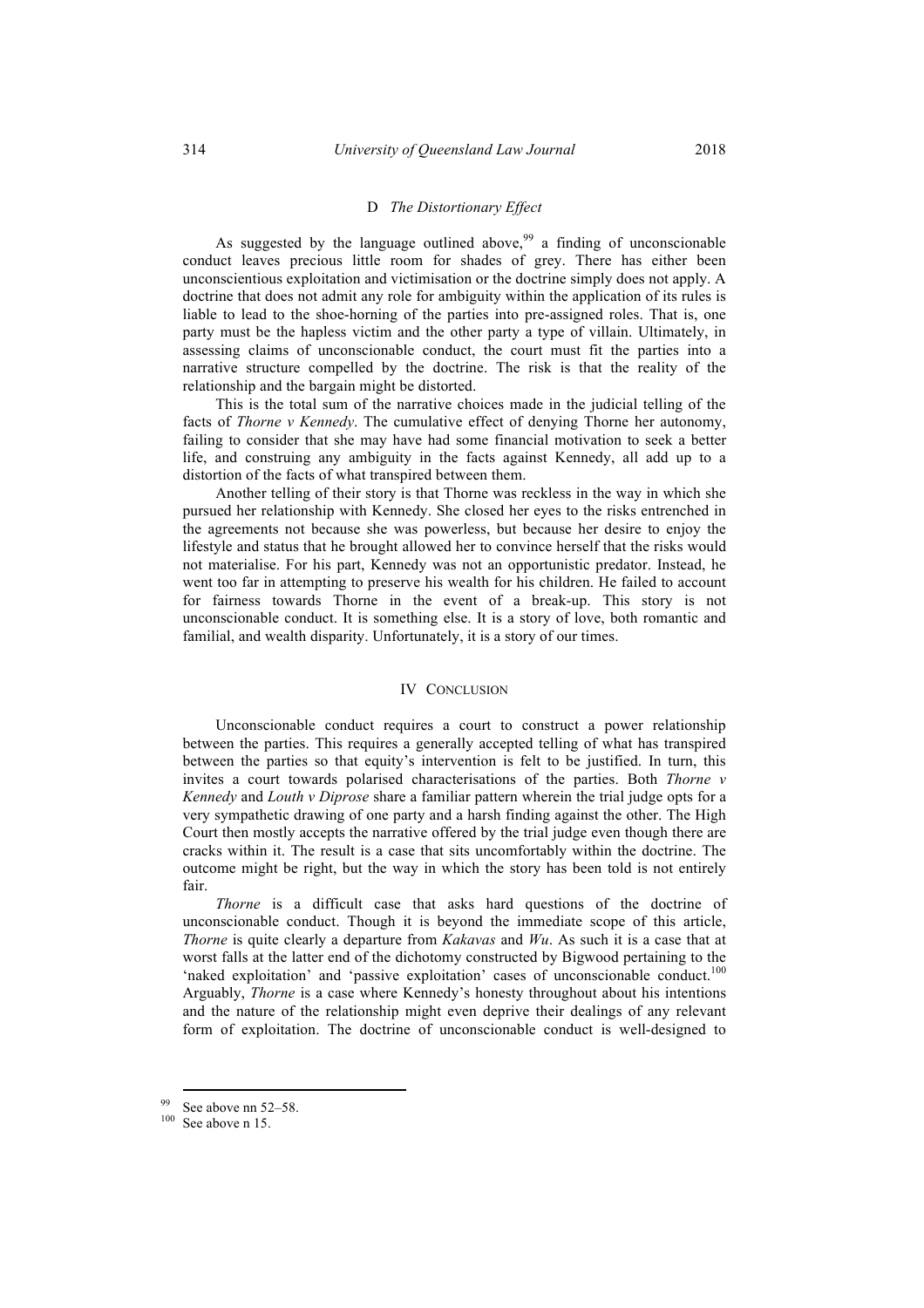### D *The Distortionary Effect*

As suggested by the language outlined above,[99] a finding of unconscionable conduct leaves precious little room for shades of grey. There has either been unconscientious exploitation and victimisation or the doctrine simply does not apply. A doctrine that does not admit any role for ambiguity within the application of its rules is liable to lead to the shoe-horning of the parties into pre-assigned roles. That is, one party must be the hapless victim and the other party a type of villain. Ultimately, in assessing claims of unconscionable conduct, the court must fit the parties into a narrative structure compelled by the doctrine. The risk is that the reality of the relationship and the bargain might be distorted.

This is the total sum of the narrative choices made in the judicial telling of the facts of *Thorne v Kennedy*. The cumulative effect of denying Thorne her autonomy, failing to consider that she may have had some financial motivation to seek a better life, and construing any ambiguity in the facts against Kennedy, all add up to a distortion of the facts of what transpired between them.

Another telling of their story is that Thorne was reckless in the way in which she pursued her relationship with Kennedy. She closed her eyes to the risks entrenched in the agreements not because she was powerless, but because her desire to enjoy the lifestyle and status that he brought allowed her to convince herself that the risks would not materialise. For his part, Kennedy was not an opportunistic predator. Instead, he went too far in attempting to preserve his wealth for his children. He failed to account for fairness towards Thorne in the event of a break-up. This story is not unconscionable conduct. It is something else. It is a story of love, both romantic and familial, and wealth disparity. Unfortunately, it is a story of our times.

## IV Conclusion

Unconscionable conduct requires a court to construct a power relationship between the parties. This requires a generally accepted telling of what has transpired between the parties so that equity's intervention is felt to be justified. In turn, this invites a court towards polarised characterisations of the parties. Both *Thorne v Kennedy* and *Louth v Diprose* share a familiar pattern wherein the trial judge opts for a very sympathetic drawing of one party and a harsh finding against the other. The High Court then mostly accepts the narrative offered by the trial judge even though there are cracks within it. The result is a case that sits uncomfortably within the doctrine. The outcome might be right, but the way in which the story has been told is not entirely fair.

*Thorne* is a difficult case that asks hard questions of the doctrine of unconscionable conduct. Though it is beyond the immediate scope of this article, *Thorne* is quite clearly a departure from *Kakavas* and *Wu*. As such it is a case that at worst falls at the latter end of the dichotomy constructed by Bigwood pertaining to the 'naked exploitation' and 'passive exploitation' cases of unconscionable conduct.[100] Arguably, *Thorne* is a case where Kennedy's honesty throughout about his intentions and the nature of the relationship might even deprive their dealings of any relevant form of exploitation. The doctrine of unconscionable conduct is well-designed to

[99] See above nn 52–58.

[100] See above n 15.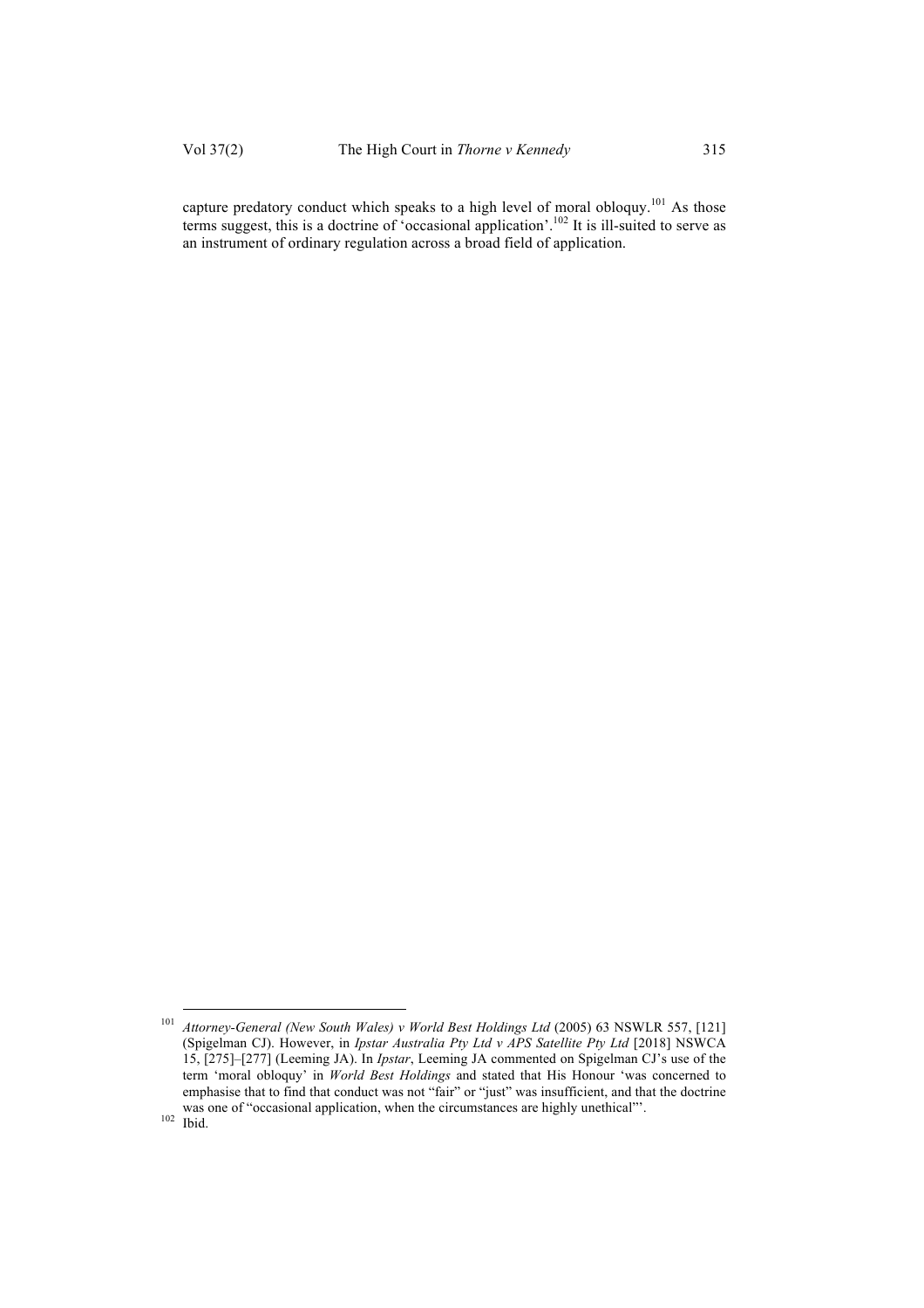capture predatory conduct which speaks to a high level of moral obloquy.[101] As those terms suggest, this is a doctrine of 'occasional application'.[102] It is ill-suited to serve as an instrument of ordinary regulation across a broad field of application.

---

[101] *Attorney-General (New South Wales) v World Best Holdings Ltd* (2005) 63 NSWLR 557, [121] (Spigelman CJ). However, in *Ipstar Australia Pty Ltd v APS Satellite Pty Ltd* [2018] NSWCA 15, [275]–[277] (Leeming JA). In *Ipstar*, Leeming JA commented on Spigelman CJ's use of the term 'moral obloquy' in *World Best Holdings* and stated that His Honour 'was concerned to emphasise that to find that conduct was not "fair" or "just" was insufficient, and that the doctrine was one of "occasional application, when the circumstances are highly unethical"'.

[102] Ibid.